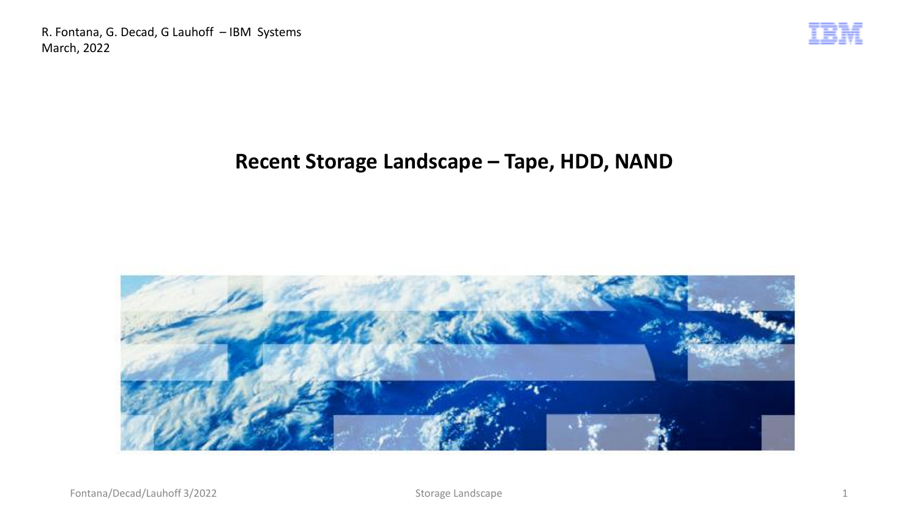R. Fontana, G. Decad, G Lauhoff – IBM Systems
March, 2022

# Recent Storage Landscape – Tape, HDD, NAND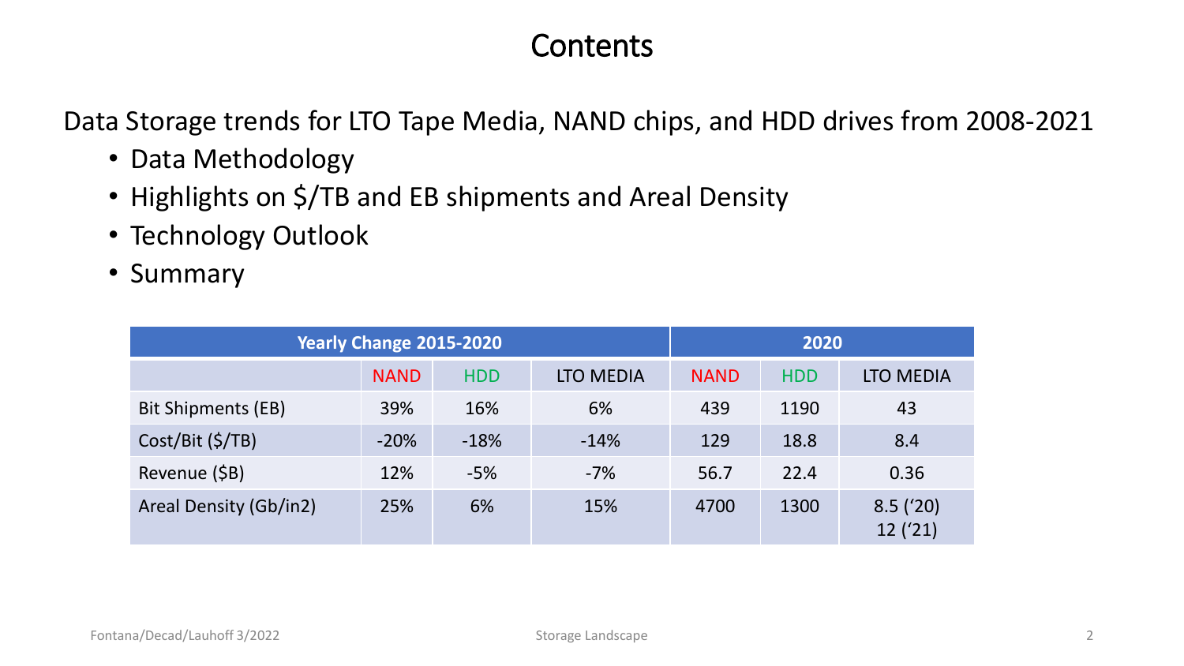# Contents

Data Storage trends for LTO Tape Media, NAND chips, and HDD drives from 2008-2021

- Data Methodology
- Highlights on $/TB and EB shipments and Areal Density
- Technology Outlook
- Summary

| | Yearly Change 2015-2020 | | | 2020 | | |
|---|---|---|---|---|---|---|
| | NAND | HDD | LTO MEDIA | NAND | HDD | LTO MEDIA |
| Bit Shipments (EB) | 39% | 16% | 6% | 439 | 1190 | 43 |
| Cost/Bit ($/TB) | -20% | -18% | -14% | 129 | 18.8 | 8.4 |
| Revenue ($B) | 12% | -5% | -7% | 56.7 | 22.4 | 0.36 |
| Areal Density (Gb/in2) | 25% | 6% | 15% | 4700 | 1300 | 8.5 ('20) 12 ('21) |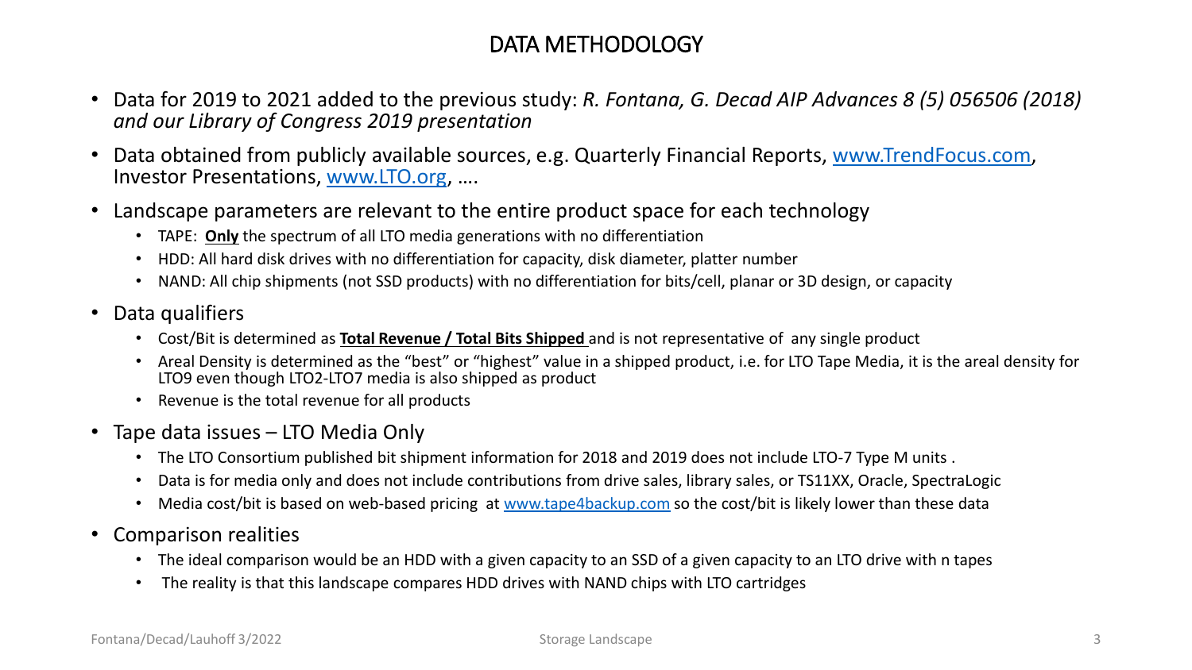# DATA METHODOLOGY

- Data for 2019 to 2021 added to the previous study: *R. Fontana, G. Decad AIP Advances 8 (5) 056506 (2018) and our Library of Congress 2019 presentation*
- Data obtained from publicly available sources, e.g. Quarterly Financial Reports, www.TrendFocus.com, Investor Presentations, www.LTO.org, ….
- Landscape parameters are relevant to the entire product space for each technology
  - TAPE: **Only** the spectrum of all LTO media generations with no differentiation
  - HDD: All hard disk drives with no differentiation for capacity, disk diameter, platter number
  - NAND: All chip shipments (not SSD products) with no differentiation for bits/cell, planar or 3D design, or capacity
- Data qualifiers
  - Cost/Bit is determined as **Total Revenue / Total Bits Shipped** and is not representative of any single product
  - Areal Density is determined as the "best" or "highest" value in a shipped product, i.e. for LTO Tape Media, it is the areal density for LTO9 even though LTO2-LTO7 media is also shipped as product
  - Revenue is the total revenue for all products
- Tape data issues – LTO Media Only
  - The LTO Consortium published bit shipment information for 2018 and 2019 does not include LTO-7 Type M units .
  - Data is for media only and does not include contributions from drive sales, library sales, or TS11XX, Oracle, SpectraLogic
  - Media cost/bit is based on web-based pricing at www.tape4backup.com so the cost/bit is likely lower than these data
- Comparison realities
  - The ideal comparison would be an HDD with a given capacity to an SSD of a given capacity to an LTO drive with n tapes
  - The reality is that this landscape compares HDD drives with NAND chips with LTO cartridges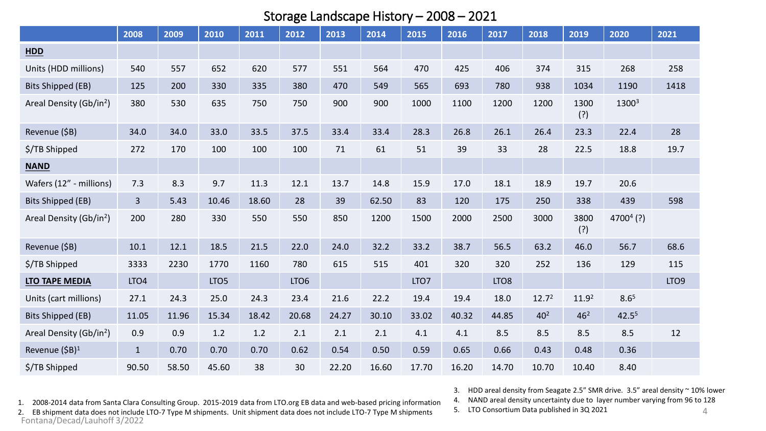# Storage Landscape History – 2008 – 2021

| | 2008 | 2009 | 2010 | 2011 | 2012 | 2013 | 2014 | 2015 | 2016 | 2017 | 2018 | 2019 | 2020 | 2021 |
|---|---|---|---|---|---|---|---|---|---|---|---|---|---|---|
| **HDD** | | | | | | | | | | | | | | |
| Units (HDD millions) | 540 | 557 | 652 | 620 | 577 | 551 | 564 | 470 | 425 | 406 | 374 | 315 | 268 | 258 |
| Bits Shipped (EB) | 125 | 200 | 330 | 335 | 380 | 470 | 549 | 565 | 693 | 780 | 938 | 1034 | 1190 | 1418 |
| Areal Density (Gb/in$^2$) | 380 | 530 | 635 | 750 | 750 | 900 | 900 | 1000 | 1100 | 1200 | 1200 | 1300 (?) | 1300[3] | |
| Revenue ($B) | 34.0 | 34.0 | 33.0 | 33.5 | 37.5 | 33.4 | 33.4 | 28.3 | 26.8 | 26.1 | 26.4 | 23.3 | 22.4 | 28 |
| $/TB Shipped | 272 | 170 | 100 | 100 | 100 | 71 | 61 | 51 | 39 | 33 | 28 | 22.5 | 18.8 | 19.7 |
| **NAND** | | | | | | | | | | | | | | |
| Wafers (12" - millions) | 7.3 | 8.3 | 9.7 | 11.3 | 12.1 | 13.7 | 14.8 | 15.9 | 17.0 | 18.1 | 18.9 | 19.7 | 20.6 | |
| Bits Shipped (EB) | 3 | 5.43 | 10.46 | 18.60 | 28 | 39 | 62.50 | 83 | 120 | 175 | 250 | 338 | 439 | 598 |
| Areal Density (Gb/in$^2$) | 200 | 280 | 330 | 550 | 550 | 850 | 1200 | 1500 | 2000 | 2500 | 3000 | 3800 (?) | 4700[4] (?) | |
| Revenue ($B) | 10.1 | 12.1 | 18.5 | 21.5 | 22.0 | 24.0 | 32.2 | 33.2 | 38.7 | 56.5 | 63.2 | 46.0 | 56.7 | 68.6 |
| $/TB Shipped | 3333 | 2230 | 1770 | 1160 | 780 | 615 | 515 | 401 | 320 | 320 | 252 | 136 | 129 | 115 |
| **LTO TAPE MEDIA** | LTO4 | | LTO5 | | LTO6 | | | LTO7 | | LTO8 | | | | LTO9 |
| Units (cart millions) | 27.1 | 24.3 | 25.0 | 24.3 | 23.4 | 21.6 | 22.2 | 19.4 | 19.4 | 18.0 | 12.7[2] | 11.9[2] | 8.6[5] | |
| Bits Shipped (EB) | 11.05 | 11.96 | 15.34 | 18.42 | 20.68 | 24.27 | 30.10 | 33.02 | 40.32 | 44.85 | 40[2] | 46[2] | 42.5[5] | |
| Areal Density (Gb/in$^2$) | 0.9 | 0.9 | 1.2 | 1.2 | 2.1 | 2.1 | 2.1 | 4.1 | 4.1 | 8.5 | 8.5 | 8.5 | 8.5 | 12 |
| Revenue ($B)[1] | 1 | 0.70 | 0.70 | 0.70 | 0.62 | 0.54 | 0.50 | 0.59 | 0.65 | 0.66 | 0.43 | 0.48 | 0.36 | |
| $/TB Shipped | 90.50 | 58.50 | 45.60 | 38 | 30 | 22.20 | 16.60 | 17.70 | 16.20 | 14.70 | 10.70 | 10.40 | 8.40 | |

1. 2008-2014 data from Santa Clara Consulting Group. 2015-2019 data from LTO.org EB data and web-based pricing information
2. EB shipment data does not include LTO-7 Type M shipments. Unit shipment data does not include LTO-7 Type M shipments
3. HDD areal density from Seagate 2.5" SMR drive. 3.5" areal density ~ 10% lower
4. NAND areal density uncertainty due to layer number varying from 96 to 128
5. LTO Consortium Data published in 3Q 2021

Fontana/Decad/Lauhoff 3/2022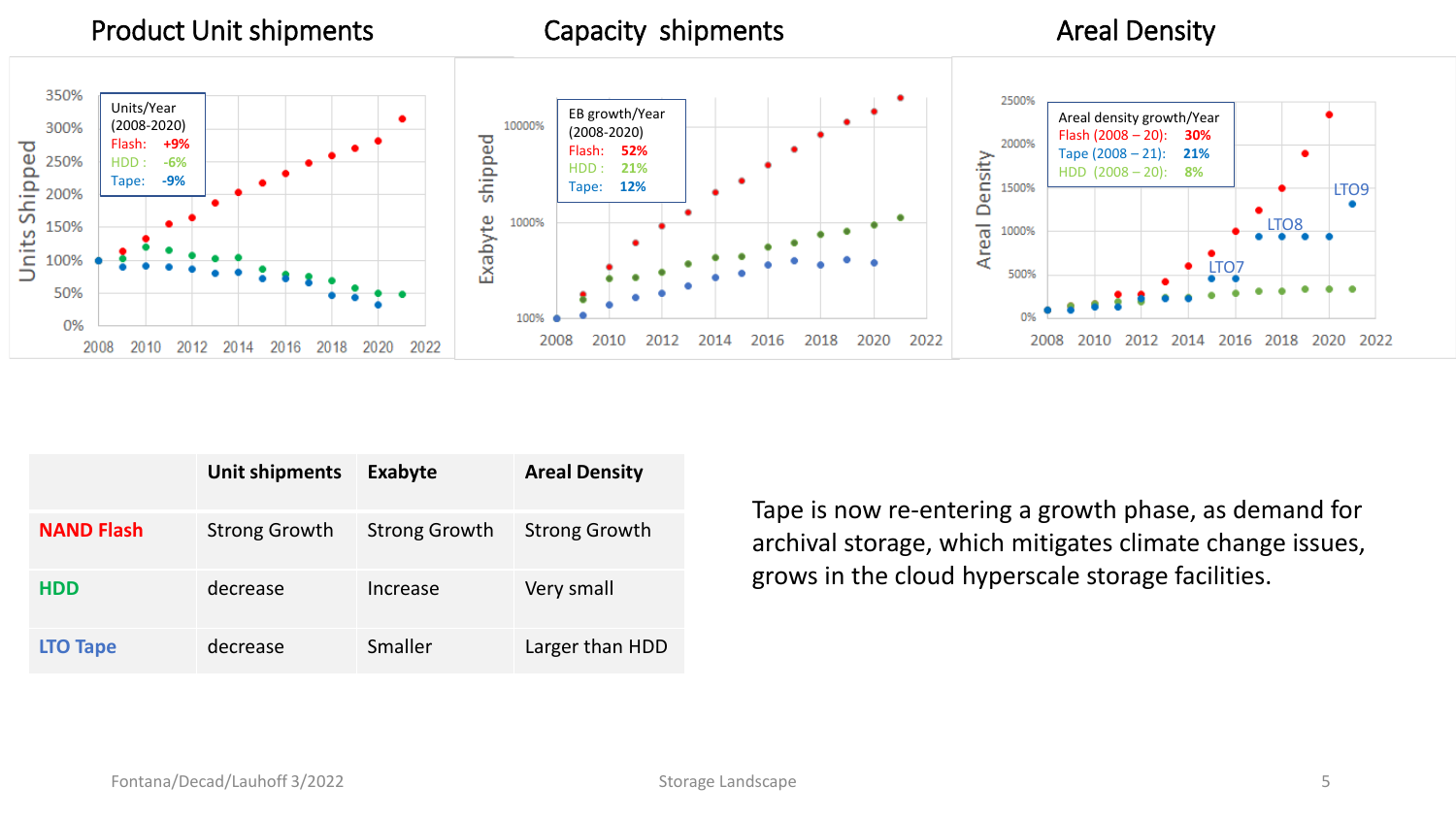## Product Unit shipments

Units/Year (2008-2020)
Flash: +9%
HDD : -6%
Tape: -9%

## Capacity shipments

EB growth/Year (2008-2020)
Flash: 52%
HDD : 21%
Tape: 12%

## Areal Density

Areal density growth/Year
Flash (2008 – 20): 30%
Tape (2008 – 21): 21%
HDD (2008 – 20): 8%

| | Unit shipments | Exabyte | Areal Density |
|---|---|---|---|
| NAND Flash | Strong Growth | Strong Growth | Strong Growth |
| HDD | decrease | Increase | Very small |
| LTO Tape | decrease | Smaller | Larger than HDD |

Tape is now re-entering a growth phase, as demand for archival storage, which mitigates climate change issues, grows in the cloud hyperscale storage facilities.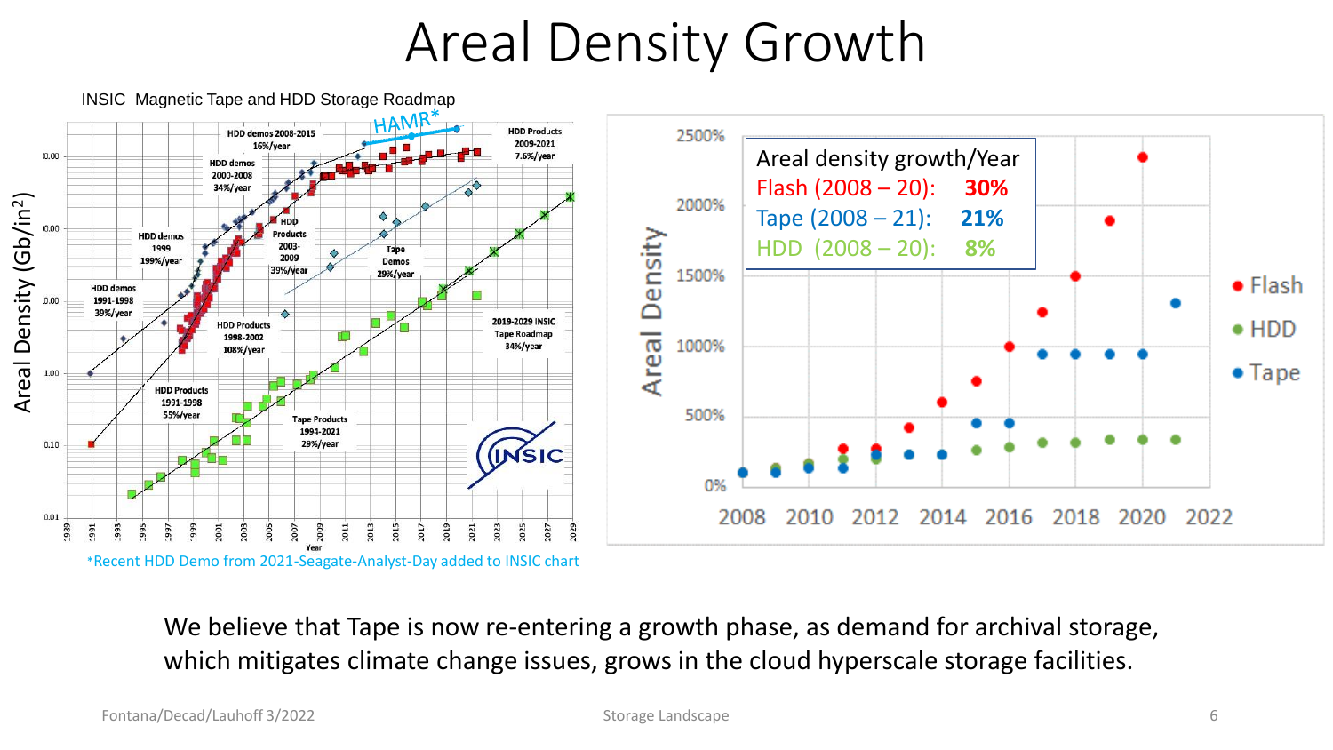# Areal Density Growth

INSIC Magnetic Tape and HDD Storage Roadmap

*Recent HDD Demo from 2021-Seagate-Analyst-Day added to INSIC chart

Areal density growth/Year

- Flash (2008 – 20): **30%**
- Tape (2008 – 21): **21%**
- HDD (2008 – 20): **8%**

We believe that Tape is now re-entering a growth phase, as demand for archival storage, which mitigates climate change issues, grows in the cloud hyperscale storage facilities.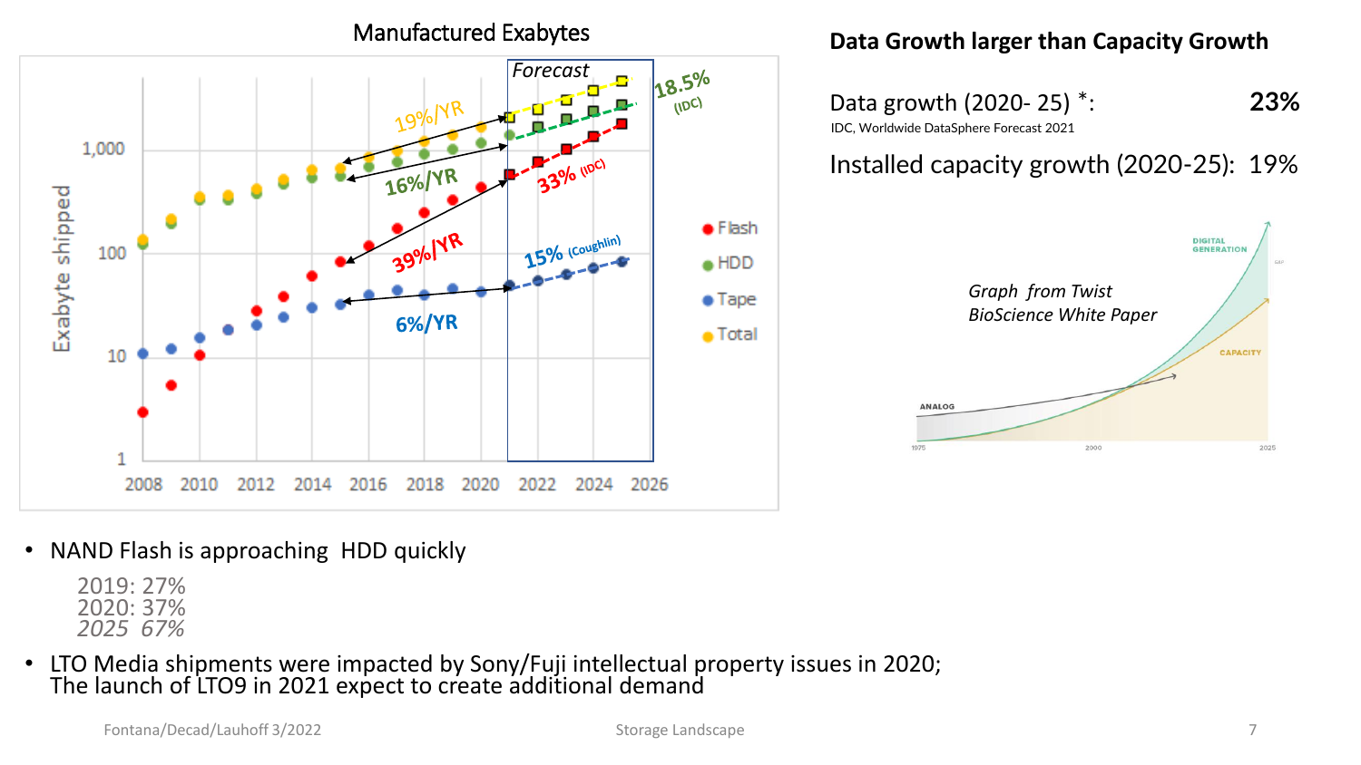## Manufactured Exabytes

Forecast

19%/YR

18.5% (IDC)

16%/YR

33% (IDC)

39%/YR

15% (Coughlin)

6%/YR

Exabyte shipped

Flash, HDD, Tape, Total

## Data Growth larger than Capacity Growth

Data growth (2020- 25) *: 23%

IDC, Worldwide DataSphere Forecast 2021

Installed capacity growth (2020-25): 19%

*Graph from Twist BioScience White Paper*

- NAND Flash is approaching HDD quickly

  2019: 27%
  2020: 37%
  *2025 67%*

- LTO Media shipments were impacted by Sony/Fuji intellectual property issues in 2020; The launch of LTO9 in 2021 expect to create additional demand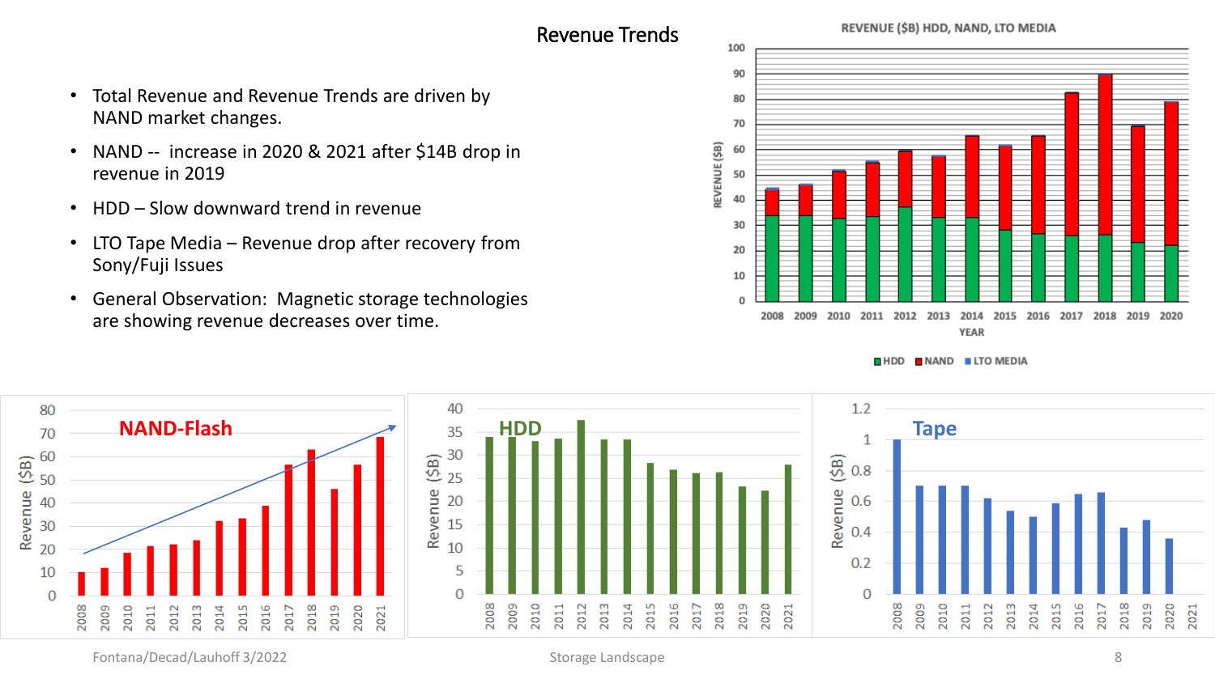# Revenue Trends

- Total Revenue and Revenue Trends are driven by NAND market changes.
- NAND -- increase in 2020 & 2021 after $14B drop in revenue in 2019
- HDD – Slow downward trend in revenue
- LTO Tape Media – Revenue drop after recovery from Sony/Fuji Issues
- General Observation: Magnetic storage technologies are showing revenue decreases over time.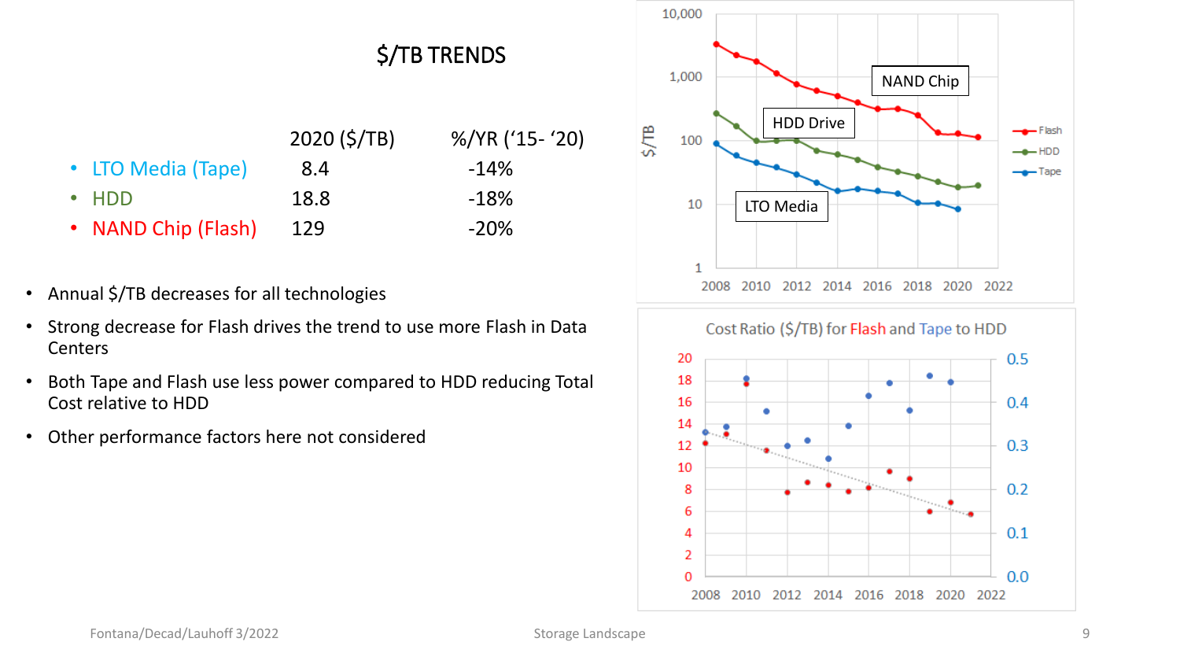# $/TB TRENDS

| | 2020 ($/TB) | %/YR ('15- '20) |
|---|---|---|
| LTO Media (Tape) | 8.4 | -14% |
| HDD | 18.8 | -18% |
| NAND Chip (Flash) | 129 | -20% |

- Annual $/TB decreases for all technologies
- Strong decrease for Flash drives the trend to use more Flash in Data Centers
- Both Tape and Flash use less power compared to HDD reducing Total Cost relative to HDD
- Other performance factors here not considered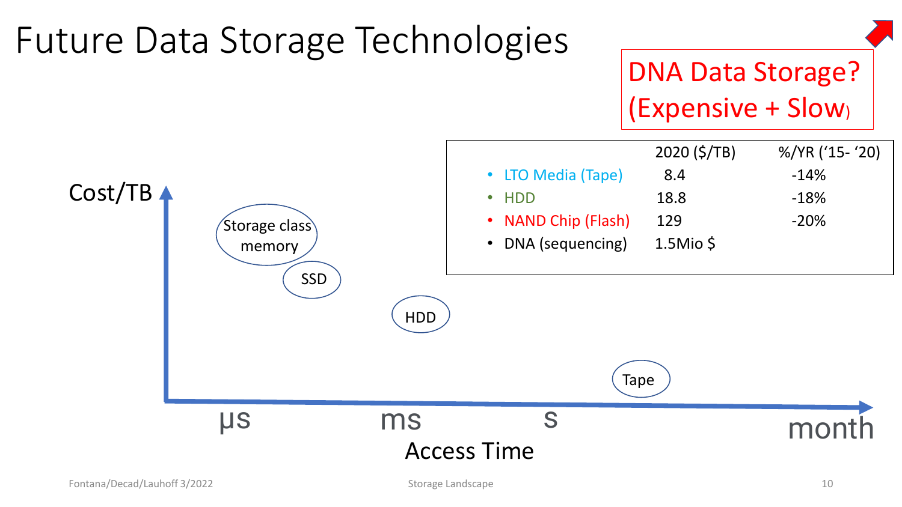# Future Data Storage Technologies

**DNA Data Storage?**
**(Expensive + Slow)**

|  | 2020 ($/TB) | %/YR ('15- '20) |
|---|---|---|
| LTO Media (Tape) | 8.4 | -14% |
| HDD | 18.8 | -18% |
| NAND Chip (Flash) | 129 | -20% |
| DNA (sequencing) | 1.5Mio $ |  |

Cost/TB

Storage class memory

SSD

HDD

Tape

µs    ms    s    month

Access Time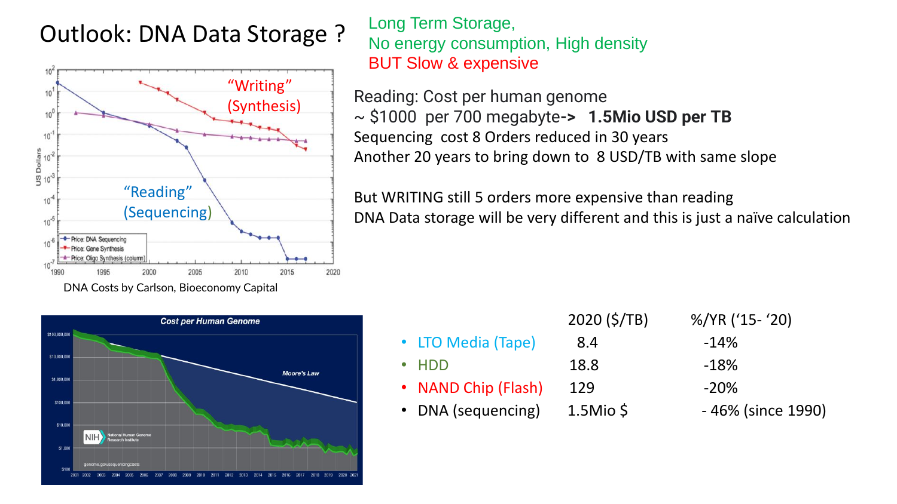# Outlook: DNA Data Storage ?

Long Term Storage,
No energy consumption, High density
BUT Slow & expensive

DNA Costs by Carlson, Bioeconomy Capital

Reading: Cost per human genome
~ $1000 per 700 megabyte-> **1.5Mio USD per TB**
Sequencing cost 8 Orders reduced in 30 years
Another 20 years to bring down to 8 USD/TB with same slope

But WRITING still 5 orders more expensive than reading
DNA Data storage will be very different and this is just a naïve calculation

| | 2020 ($/TB) | %/YR ('15- '20) |
|---|---|---|
| • LTO Media (Tape) | 8.4 | -14% |
| • HDD | 18.8 | -18% |
| • NAND Chip (Flash) | 129 | -20% |
| • DNA (sequencing) | 1.5Mio $ | - 46% (since 1990) |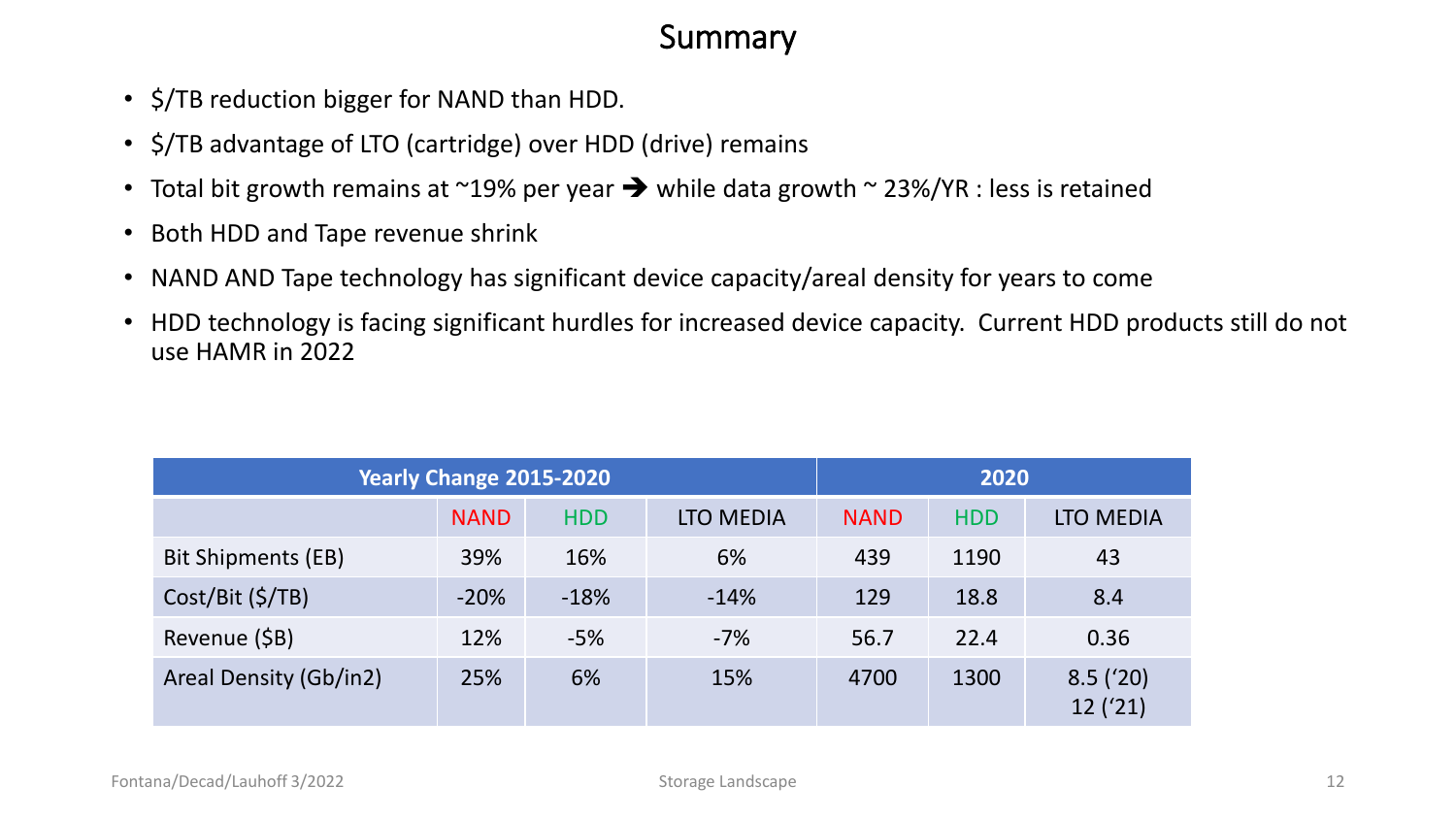# Summary

- $/TB reduction bigger for NAND than HDD.
- $/TB advantage of LTO (cartridge) over HDD (drive) remains
- Total bit growth remains at ~19% per year ➔ while data growth ~ 23%/YR : less is retained
- Both HDD and Tape revenue shrink
- NAND AND Tape technology has significant device capacity/areal density for years to come
- HDD technology is facing significant hurdles for increased device capacity. Current HDD products still do not use HAMR in 2022

| | Yearly Change 2015-2020 | | | 2020 | | |
|---|---|---|---|---|---|---|
| | NAND | HDD | LTO MEDIA | NAND | HDD | LTO MEDIA |
| Bit Shipments (EB) | 39% | 16% | 6% | 439 | 1190 | 43 |
| Cost/Bit ($/TB) | -20% | -18% | -14% | 129 | 18.8 | 8.4 |
| Revenue ($B) | 12% | -5% | -7% | 56.7 | 22.4 | 0.36 |
| Areal Density (Gb/in2) | 25% | 6% | 15% | 4700 | 1300 | 8.5 ('20) 12 ('21) |

Fontana/Decad/Lauhoff 3/2022